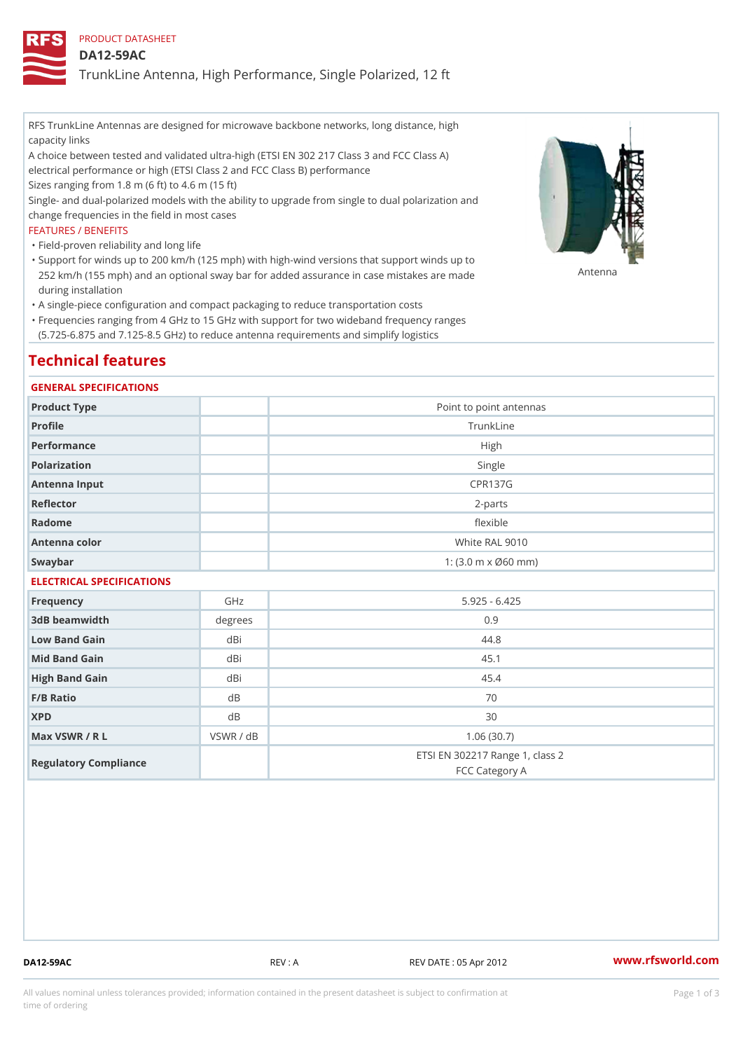PRODUCT DATASHEET

# DA12-59AC

## TrunkLine Antenna, High Performance, Single Polarized, 12 ft

RFS TrunkLine Antennas are designed for microwave backbone networks, long distance, high capacity links

A choice between tested and validated ultra-high (ETSI EN 302 217 Class 3 and FCC Class A) electrical performance or high (ETSI Class 2 and FCC Class B) performance

Sizes ranging from 1.8 m (6 ft) to 4.6 m (15 ft)

Single- and dual-polarized models with the ability to upgrade from single to dual polarization and change frequencies in the field in most cases

FEATURES / BENEFITS

- Field-proven reliability and long life
- Support for winds up to 200 km/h (125 mph) with high-wind versions that support winds up to 252 km/h (155 mph) and an optional sway bar for added assurance in case mistakes are made during installation
- A single-piece configuration and compact packaging to reduce transportation costs
- Frequencies ranging from 4 GHz to 15 GHz with support for two wideband frequency ranges (5.725-6.875 and 7.125-8.5 GHz) to reduce antenna requirements and simplify logistics

Antenna

## Technical features

### GENERAL SPECIFICATIONS

| | | |
|---|---|---|
| Product Type | | Point to point antennas |
| Profile | | TrunkLine |
| Performance | | High |
| Polarization | | Single |
| Antenna Input | | CPR137G |
| Reflector | | 2-parts |
| Radome | | flexible |
| Antenna color | | White RAL 9010 |
| Swaybar | | 1: (3.0 m x Ø60 mm) |

### ELECTRICAL SPECIFICATIONS

| | | |
|---|---|---|
| Frequency | GHz | 5.925 - 6.425 |
| 3dB beamwidth | degrees | 0.9 |
| Low Band Gain | dBi | 44.8 |
| Mid Band Gain | dBi | 45.1 |
| High Band Gain | dBi | 45.4 |
| F/B Ratio | dB | 70 |
| XPD | dB | 30 |
| Max VSWR / R L | VSWR / dB | 1.06 (30.7) |
| Regulatory Compliance | | ETSI EN 302217 Range 1, class 2<br>FCC Category A |

DA12-59AC REV : A REV DATE : 05 Apr 2012 www.rfsworld.com

All values nominal unless tolerances provided; information contained in the present datasheet is subject to confirmation at time of ordering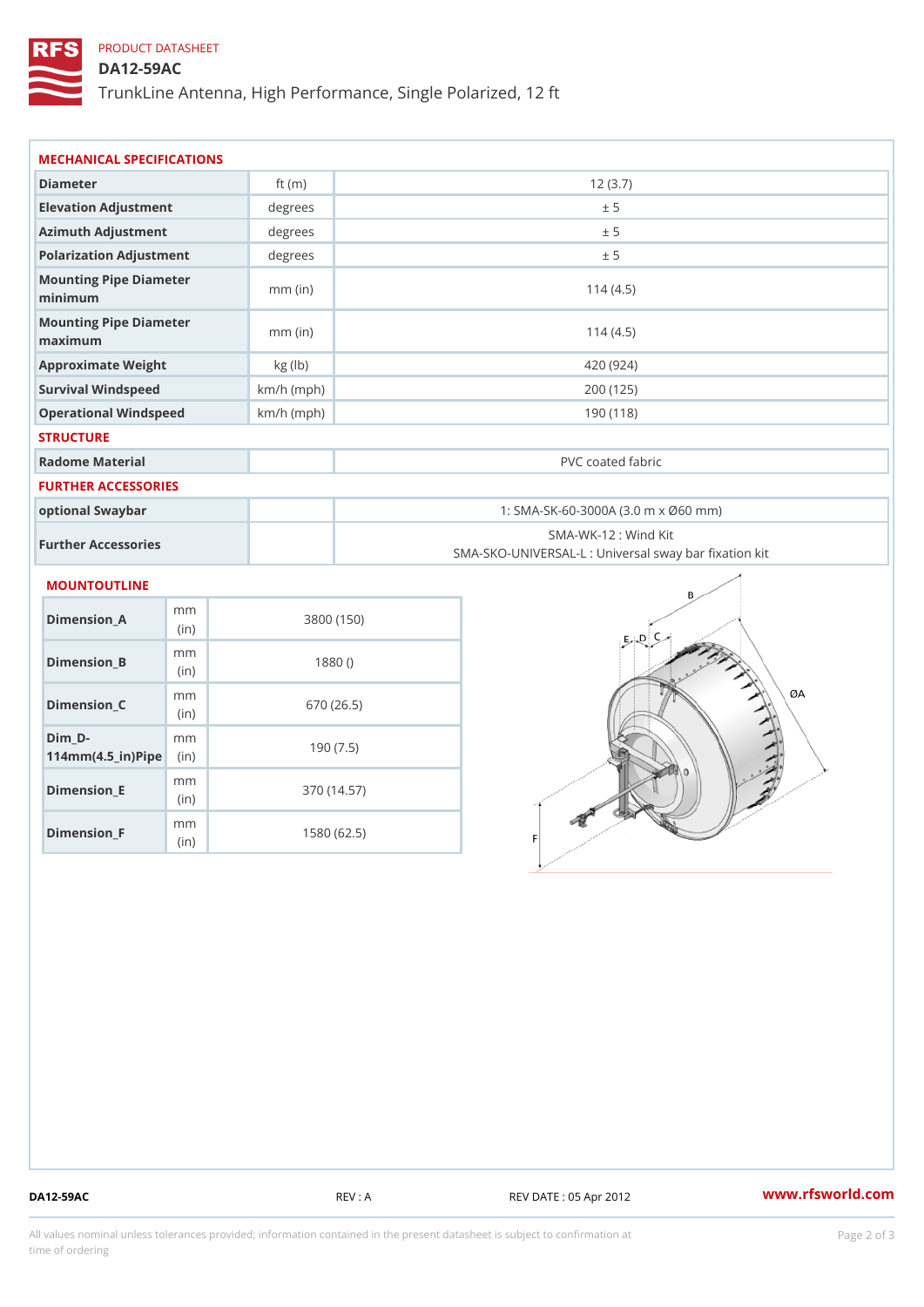PRODUCT DATASHEET

# DA12-59AC

TrunkLine Antenna, High Performance, Single Polarized, 12 ft

## MECHANICAL SPECIFICATIONS

| | | |
|---|---|---|
| Diameter | ft (m) | 12 (3.7) |
| Elevation Adjustment | degrees | ± 5 |
| Azimuth Adjustment | degrees | ± 5 |
| Polarization Adjustment | degrees | ± 5 |
| Mounting Pipe Diameter minimum | mm (in) | 114 (4.5) |
| Mounting Pipe Diameter maximum | mm (in) | 114 (4.5) |
| Approximate Weight | kg (lb) | 420 (924) |
| Survival Windspeed | km/h (mph) | 200 (125) |
| Operational Windspeed | km/h (mph) | 190 (118) |

## STRUCTURE

| | | |
|---|---|---|
| Radome Material | | PVC coated fabric |

## FURTHER ACCESSORIES

| | | |
|---|---|---|
| optional Swaybar | | 1: SMA-SK-60-3000A (3.0 m x Ø60 mm) |
| Further Accessories | | SMA-WK-12 : Wind Kit<br>SMA-SKO-UNIVERSAL-L : Universal sway bar fixation kit |

## MOUNTOUTLINE

| | | |
|---|---|---|
| Dimension_A | mm (in) | 3800 (150) |
| Dimension_B | mm (in) | 1880 () |
| Dimension_C | mm (in) | 670 (26.5) |
| Dim_D-114mm(4.5_in)Pipe | mm (in) | 190 (7.5) |
| Dimension_E | mm (in) | 370 (14.57) |
| Dimension_F | mm (in) | 1580 (62.5) |

DA12-59AC REV : A REV DATE : 05 Apr 2012 www.rfsworld.com

All values nominal unless tolerances provided; information contained in the present datasheet is subject to confirmation at time of ordering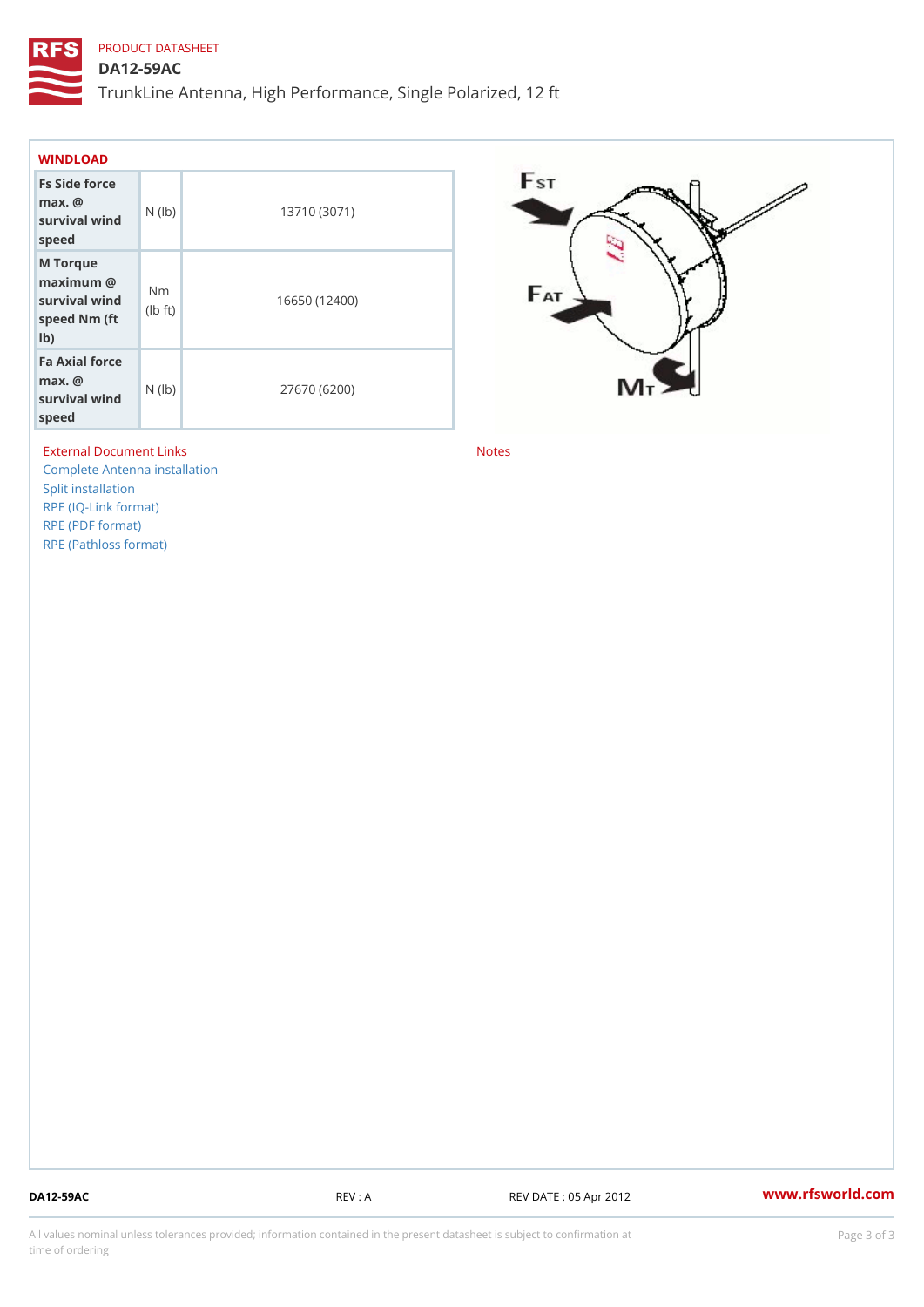PRODUCT DATASHEET

# DA12-59AC

TrunkLine Antenna, High Performance, Single Polarized, 12 ft

## WINDLOAD

| | | |
|---|---|---|
| Fs Side force max. @ survival wind speed | N (lb) | 13710 (3071) |
| M Torque maximum @ survival wind speed Nm (ft lb) | Nm (lb ft) | 16650 (12400) |
| Fa Axial force max. @ survival wind speed | N (lb) | 27670 (6200) |

FST

FAT

MT

External Document Links

Complete Antenna installation

Split installation

RPE (IQ-Link format)

RPE (PDF format)

RPE (Pathloss format)

Notes

DA12-59AC REV : A REV DATE : 05 Apr 2012 www.rfsworld.com

All values nominal unless tolerances provided; information contained in the present datasheet is subject to confirmation at time of ordering